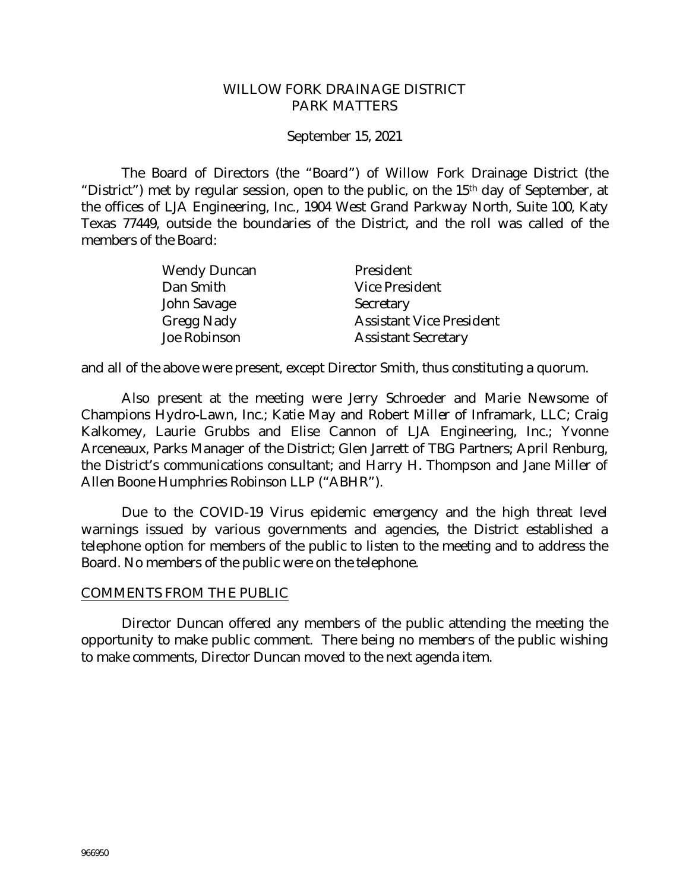# WILLOW FORK DRAINAGE DISTRICT
## PARK MATTERS

September 15, 2021

The Board of Directors (the "Board") of Willow Fork Drainage District (the "District") met by regular session, open to the public, on the 15th day of September, at the offices of LJA Engineering, Inc., 1904 West Grand Parkway North, Suite 100, Katy Texas 77449, outside the boundaries of the District, and the roll was called of the members of the Board:

| | |
|---|---|
| Wendy Duncan | President |
| Dan Smith | Vice President |
| John Savage | Secretary |
| Gregg Nady | Assistant Vice President |
| Joe Robinson | Assistant Secretary |

and all of the above were present, except Director Smith, thus constituting a quorum.

Also present at the meeting were Jerry Schroeder and Marie Newsome of Champions Hydro-Lawn, Inc.; Katie May and Robert Miller of Inframark, LLC; Craig Kalkomey, Laurie Grubbs and Elise Cannon of LJA Engineering, Inc.; Yvonne Arceneaux, Parks Manager of the District; Glen Jarrett of TBG Partners; April Renburg, the District's communications consultant; and Harry H. Thompson and Jane Miller of Allen Boone Humphries Robinson LLP ("ABHR").

Due to the COVID-19 Virus epidemic emergency and the high threat level warnings issued by various governments and agencies, the District established a telephone option for members of the public to listen to the meeting and to address the Board. No members of the public were on the telephone.

### COMMENTS FROM THE PUBLIC

Director Duncan offered any members of the public attending the meeting the opportunity to make public comment. There being no members of the public wishing to make comments, Director Duncan moved to the next agenda item.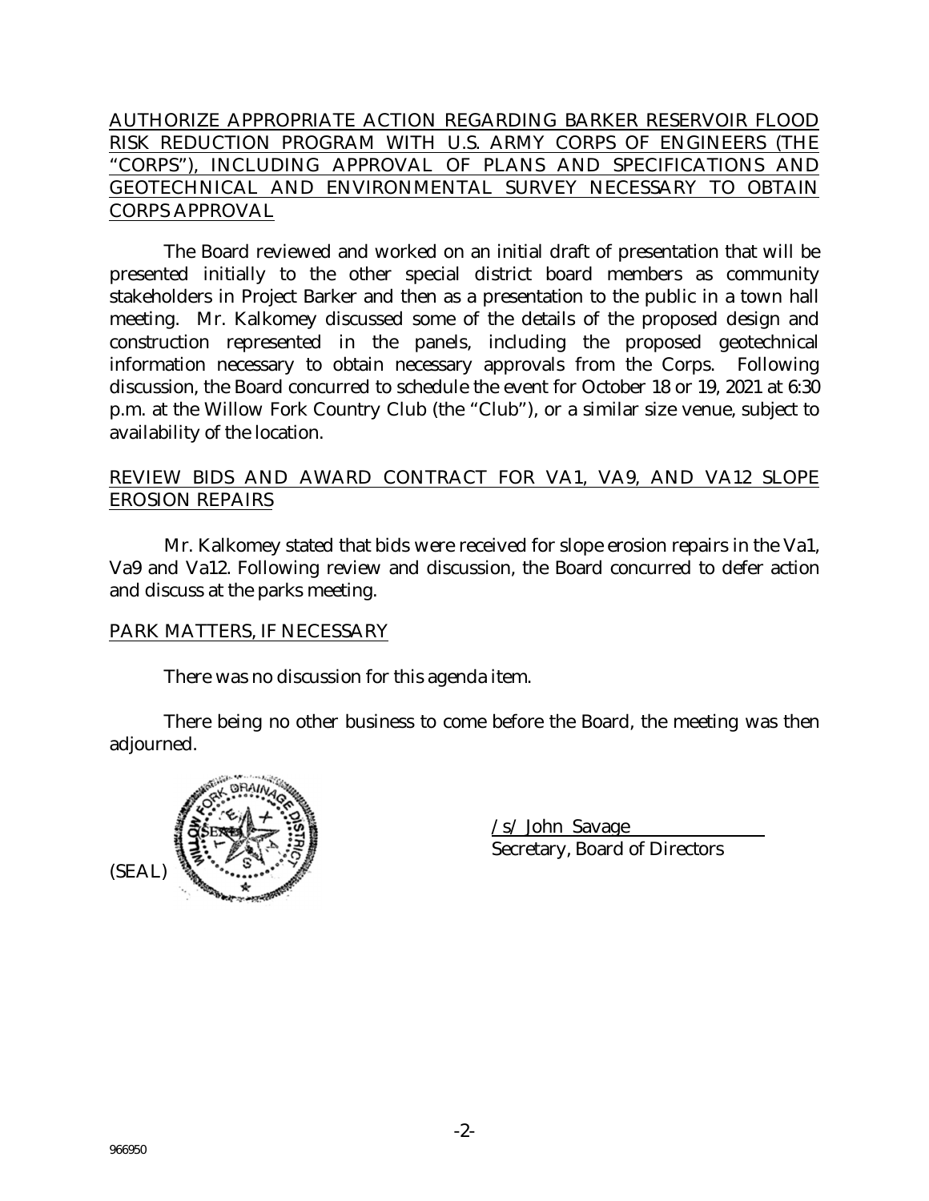AUTHORIZE APPROPRIATE ACTION REGARDING BARKER RESERVOIR FLOOD RISK REDUCTION PROGRAM WITH U.S. ARMY CORPS OF ENGINEERS (THE "CORPS"), INCLUDING APPROVAL OF PLANS AND SPECIFICATIONS AND GEOTECHNICAL AND ENVIRONMENTAL SURVEY NECESSARY TO OBTAIN CORPS APPROVAL

The Board reviewed and worked on an initial draft of presentation that will be presented initially to the other special district board members as community stakeholders in Project Barker and then as a presentation to the public in a town hall meeting. Mr. Kalkomey discussed some of the details of the proposed design and construction represented in the panels, including the proposed geotechnical information necessary to obtain necessary approvals from the Corps. Following discussion, the Board concurred to schedule the event for October 18 or 19, 2021 at 6:30 p.m. at the Willow Fork Country Club (the "Club"), or a similar size venue, subject to availability of the location.

REVIEW BIDS AND AWARD CONTRACT FOR VA1, VA9, AND VA12 SLOPE EROSION REPAIRS

Mr. Kalkomey stated that bids were received for slope erosion repairs in the Va1, Va9 and Va12. Following review and discussion, the Board concurred to defer action and discuss at the parks meeting.

PARK MATTERS, IF NECESSARY

There was no discussion for this agenda item.

There being no other business to come before the Board, the meeting was then adjourned.

(SEAL)

/s/ John Savage
Secretary, Board of Directors

966950